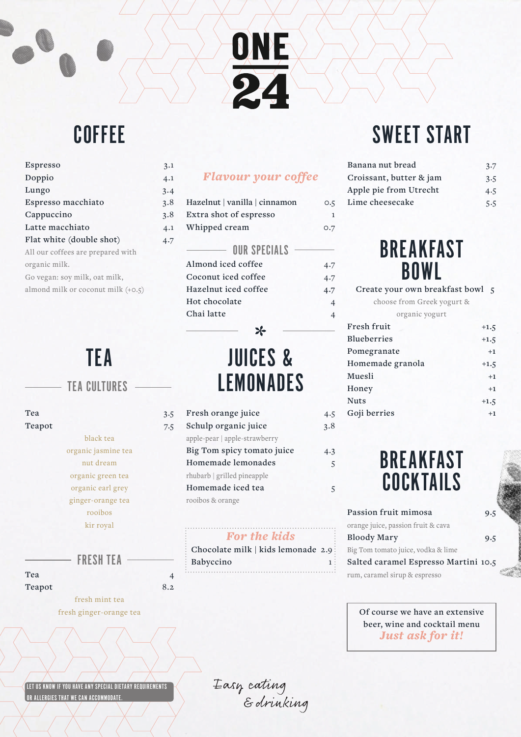# ONE 24

## COFFEE

| Item | Price |
|---|---|
| Espresso | 3.1 |
| Doppio | 4.1 |
| Lungo | 3.4 |
| Espresso macchiato | 3.8 |
| Cappuccino | 3.8 |
| Latte macchiato | 4.1 |
| Flat white (double shot) | 4.7 |

All our coffees are prepared with organic milk.
Go vegan: soy milk, oat milk, almond milk or coconut milk (+0.5)

### *Flavour your coffee*

| Item | Price |
|---|---|
| Hazelnut \| vanilla \| cinnamon | 0.5 |
| Extra shot of espresso | 1 |
| Whipped cream | 0.7 |

### OUR SPECIALS

| Item | Price |
|---|---|
| Almond iced coffee | 4.7 |
| Coconut iced coffee | 4.7 |
| Hazelnut iced coffee | 4.7 |
| Hot chocolate | 4 |
| Chai latte | 4 |

## TEA

### TEA CULTURES

| Item | Price |
|---|---|
| Tea | 3.5 |
| Teapot | 7.5 |

black tea
organic jasmine tea
nut dream
organic green tea
organic earl grey
ginger-orange tea
rooibos
kir royal

### FRESH TEA

| Item | Price |
|---|---|
| Tea | 4 |
| Teapot | 8.2 |

fresh mint tea
fresh ginger-orange tea

## JUICES & LEMONADES

| Item | Price |
|---|---|
| Fresh orange juice | 4.5 |
| Schulp organic juice<br>apple-pear \| apple-strawberry | 3.8 |
| Big Tom spicy tomato juice | 4.3 |
| Homemade lemonades<br>rhubarb \| grilled pineapple | 5 |
| Homemade iced tea<br>rooibos & orange | 5 |

### *For the kids*

| Item | Price |
|---|---|
| Chocolate milk \| kids lemonade | 2.9 |
| Babyccino | 1 |

## SWEET START

| Item | Price |
|---|---|
| Banana nut bread | 3.7 |
| Croissant, butter & jam | 3.5 |
| Apple pie from Utrecht | 4.5 |
| Lime cheesecake | 5.5 |

## BREAKFAST BOWL

Create your own breakfast bowl 5
choose from Greek yogurt & organic yogurt

| Item | Price |
|---|---|
| Fresh fruit | +1.5 |
| Blueberries | +1.5 |
| Pomegranate | +1 |
| Homemade granola | +1.5 |
| Muesli | +1 |
| Honey | +1 |
| Nuts | +1.5 |
| Goji berries | +1 |

## BREAKFAST COCKTAILS

| Item | Price |
|---|---|
| Passion fruit mimosa<br>orange juice, passion fruit & cava | 9.5 |
| Bloody Mary<br>Big Tom tomato juice, vodka & lime | 9.5 |
| Salted caramel Espresso Martini<br>rum, caramel sirup & espresso | 10.5 |

Of course we have an extensive beer, wine and cocktail menu
***Just ask for it!***

LET US KNOW IF YOU HAVE ANY SPECIAL DIETARY REQUIREMENTS OR ALLERGIES THAT WE CAN ACCOMMODATE.

*Easy eating & drinking*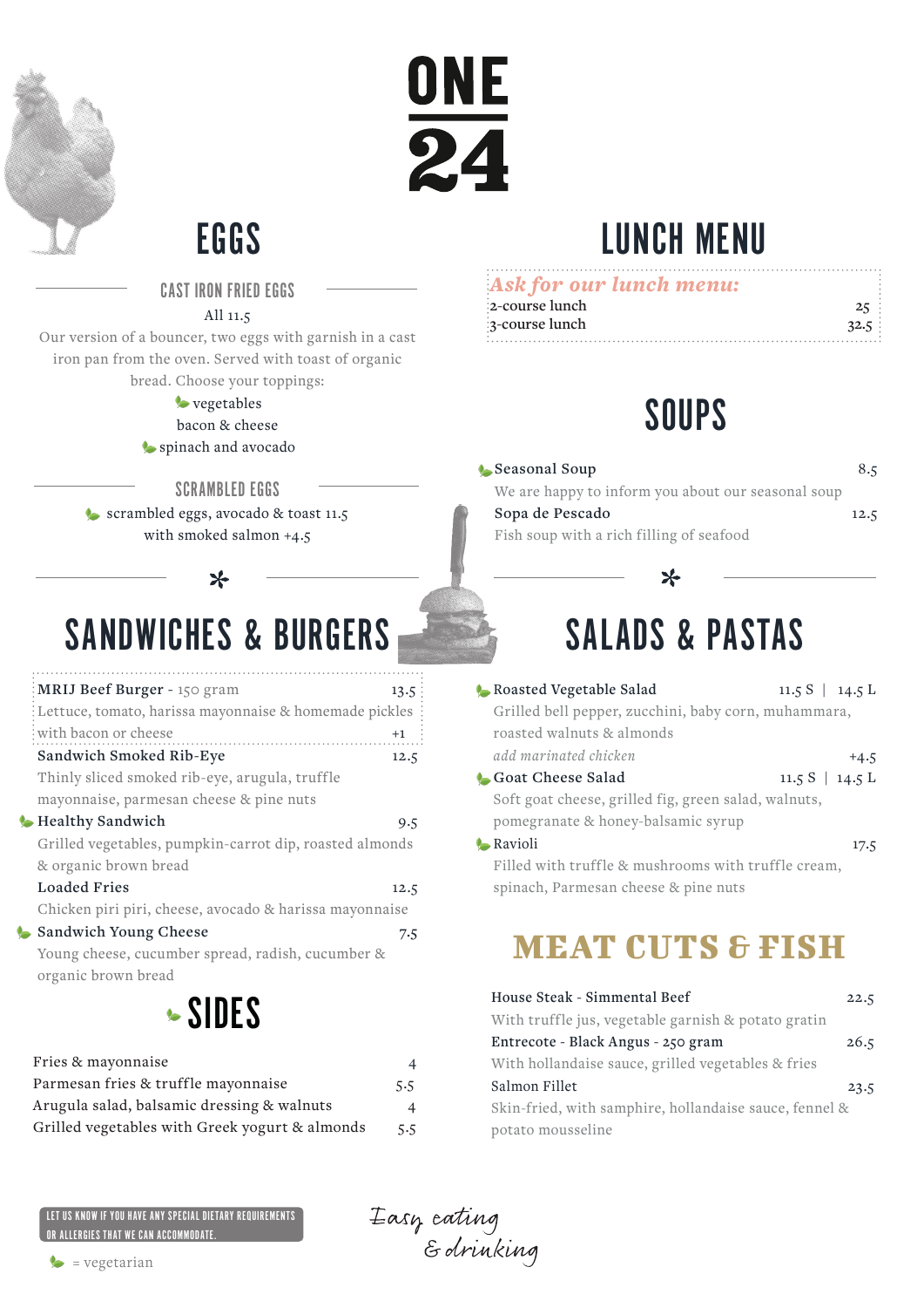# ONE 24

## EGGS

### CAST IRON FRIED EGGS

All 11.5

Our version of a bouncer, two eggs with garnish in a cast iron pan from the oven. Served with toast of organic bread. Choose your toppings:

- vegetables
- bacon & cheese
- spinach and avocado

### SCRAMBLED EGGS

scrambled eggs, avocado & toast 11.5
with smoked salmon +4.5

*

## SANDWICHES & BURGERS

**MRIJ Beef Burger** - 150 gram — 13.5
Lettuce, tomato, harissa mayonnaise & homemade pickles
with bacon or cheese — +1

**Sandwich Smoked Rib-Eye** — 12.5
Thinly sliced smoked rib-eye, arugula, truffle mayonnaise, parmesan cheese & pine nuts

**Healthy Sandwich** — 9.5
Grilled vegetables, pumpkin-carrot dip, roasted almonds & organic brown bread

**Loaded Fries** — 12.5
Chicken piri piri, cheese, avocado & harissa mayonnaise

**Sandwich Young Cheese** — 7.5
Young cheese, cucumber spread, radish, cucumber & organic brown bread

## SIDES

| | |
|---|---|
| Fries & mayonnaise | 4 |
| Parmesan fries & truffle mayonnaise | 5.5 |
| Arugula salad, balsamic dressing & walnuts | 4 |
| Grilled vegetables with Greek yogurt & almonds | 5.5 |

## LUNCH MENU

*Ask for our lunch menu:*

| | |
|---|---|
| 2-course lunch | 25 |
| 3-course lunch | 32.5 |

## SOUPS

**Seasonal Soup** — 8.5
We are happy to inform you about our seasonal soup

**Sopa de Pescado** — 12.5
Fish soup with a rich filling of seafood

*

## SALADS & PASTAS

**Roasted Vegetable Salad** — 11.5 S | 14.5 L
Grilled bell pepper, zucchini, baby corn, muhammara, roasted walnuts & almonds
*add marinated chicken* — +4.5

**Goat Cheese Salad** — 11.5 S | 14.5 L
Soft goat cheese, grilled fig, green salad, walnuts, pomegranate & honey-balsamic syrup

**Ravioli** — 17.5
Filled with truffle & mushrooms with truffle cream, spinach, Parmesan cheese & pine nuts

## MEAT CUTS & FISH

**House Steak - Simmental Beef** — 22.5
With truffle jus, vegetable garnish & potato gratin

**Entrecote - Black Angus - 250 gram** — 26.5
With hollandaise sauce, grilled vegetables & fries

**Salmon Fillet** — 23.5
Skin-fried, with samphire, hollandaise sauce, fennel & potato mousseline

LET US KNOW IF YOU HAVE ANY SPECIAL DIETARY REQUIREMENTS OR ALLERGIES THAT WE CAN ACCOMMODATE.

(leaf icon) = vegetarian

*Easy eating & drinking*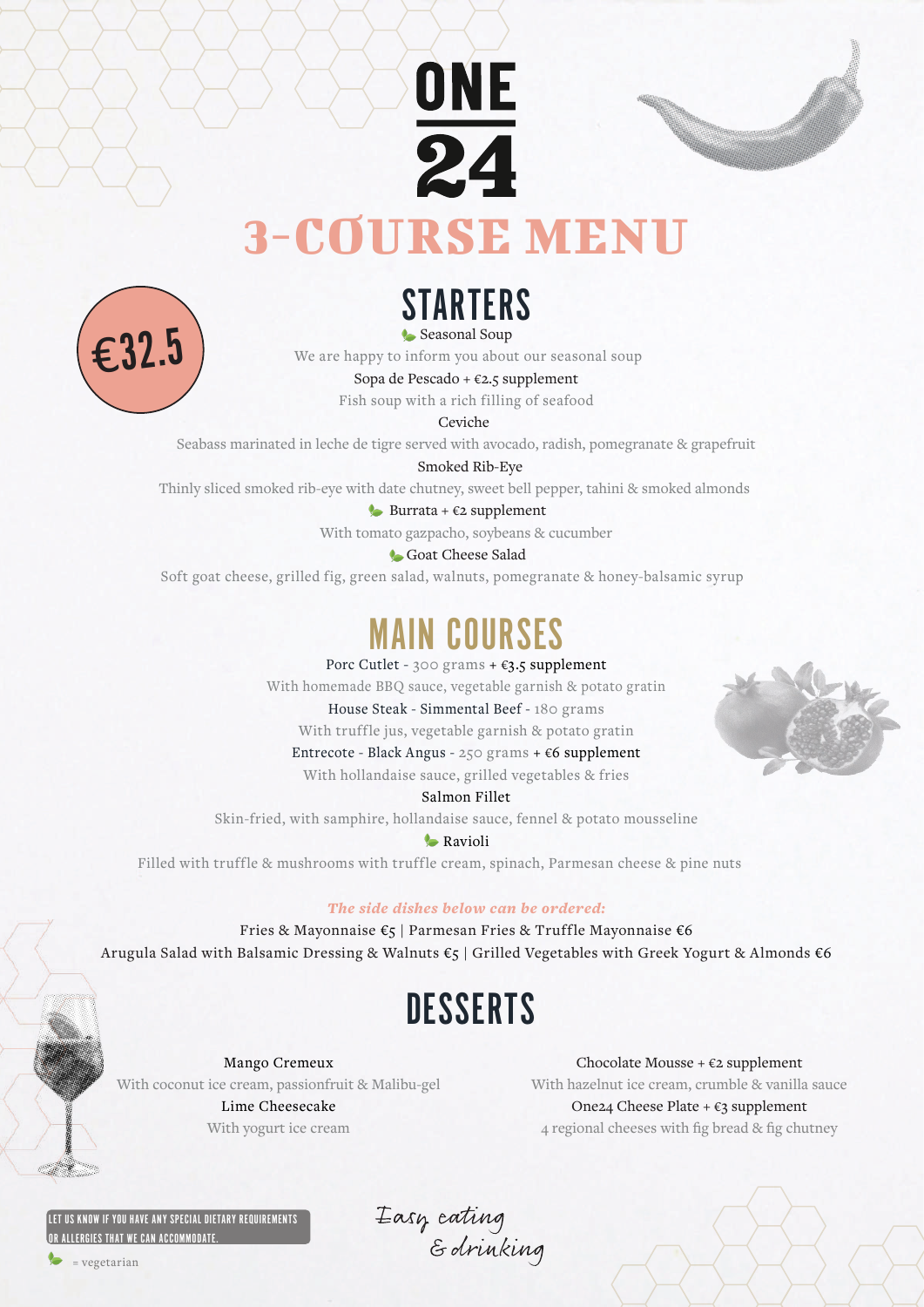# ONE 24

# 3-COURSE MENU

€32.5

## STARTERS

🌿 Seasonal Soup
We are happy to inform you about our seasonal soup

Sopa de Pescado + €2.5 supplement
Fish soup with a rich filling of seafood

Ceviche
Seabass marinated in leche de tigre served with avocado, radish, pomegranate & grapefruit

Smoked Rib-Eye
Thinly sliced smoked rib-eye with date chutney, sweet bell pepper, tahini & smoked almonds

🌿 Burrata + €2 supplement
With tomato gazpacho, soybeans & cucumber

🌿 Goat Cheese Salad
Soft goat cheese, grilled fig, green salad, walnuts, pomegranate & honey-balsamic syrup

## MAIN COURSES

Porc Cutlet - 300 grams + €3.5 supplement
With homemade BBQ sauce, vegetable garnish & potato gratin

House Steak - Simmental Beef - 180 grams
With truffle jus, vegetable garnish & potato gratin

Entrecote - Black Angus - 250 grams + €6 supplement
With hollandaise sauce, grilled vegetables & fries

Salmon Fillet
Skin-fried, with samphire, hollandaise sauce, fennel & potato mousseline

🌿 Ravioli
Filled with truffle & mushrooms with truffle cream, spinach, Parmesan cheese & pine nuts

*The side dishes below can be ordered:*

Fries & Mayonnaise €5 | Parmesan Fries & Truffle Mayonnaise €6
Arugula Salad with Balsamic Dressing & Walnuts €5 | Grilled Vegetables with Greek Yogurt & Almonds €6

## DESSERTS

Mango Cremeux
With coconut ice cream, passionfruit & Malibu-gel

Lime Cheesecake
With yogurt ice cream

Chocolate Mousse + €2 supplement
With hazelnut ice cream, crumble & vanilla sauce

One24 Cheese Plate + €3 supplement
4 regional cheeses with fig bread & fig chutney

LET US KNOW IF YOU HAVE ANY SPECIAL DIETARY REQUIREMENTS OR ALLERGIES THAT WE CAN ACCOMMODATE.

🌿 = vegetarian

*Easy eating & drinking*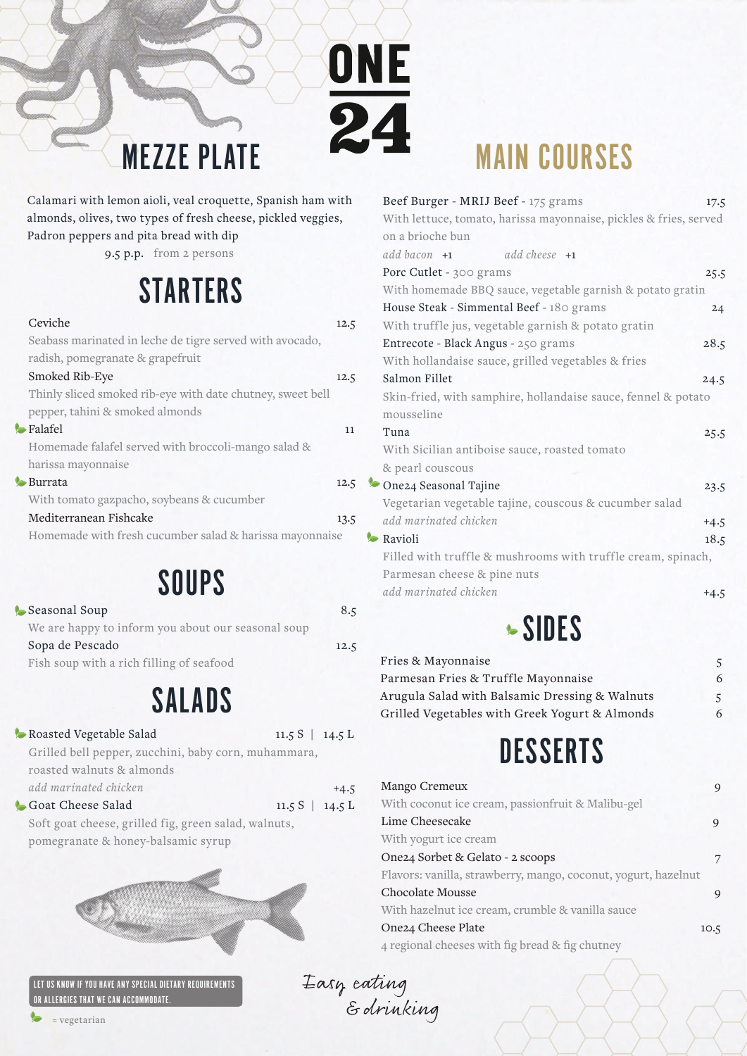# ONE 24

## MEZZE PLATE

Calamari with lemon aioli, veal croquette, Spanish ham with almonds, olives, two types of fresh cheese, pickled veggies, Padron peppers and pita bread with dip

9.5 p.p. from 2 persons

## STARTERS

Ceviche — 12.5
Seabass marinated in leche de tigre served with avocado, radish, pomegranate & grapefruit

Smoked Rib-Eye — 12.5
Thinly sliced smoked rib-eye with date chutney, sweet bell pepper, tahini & smoked almonds

Falafel (vegetarian) — 11
Homemade falafel served with broccoli-mango salad & harissa mayonnaise

Burrata (vegetarian) — 12.5
With tomato gazpacho, soybeans & cucumber

Mediterranean Fishcake — 13.5
Homemade with fresh cucumber salad & harissa mayonnaise

## SOUPS

Seasonal Soup (vegetarian) — 8.5
We are happy to inform you about our seasonal soup

Sopa de Pescado — 12.5
Fish soup with a rich filling of seafood

## SALADS

Roasted Vegetable Salad (vegetarian) — 11.5 S | 14.5 L
Grilled bell pepper, zucchini, baby corn, muhammara, roasted walnuts & almonds
*add marinated chicken* +4.5

Goat Cheese Salad (vegetarian) — 11.5 S | 14.5 L
Soft goat cheese, grilled fig, green salad, walnuts, pomegranate & honey-balsamic syrup

## MAIN COURSES

Beef Burger - MRIJ Beef - 175 grams — 17.5
With lettuce, tomato, harissa mayonnaise, pickles & fries, served on a brioche bun
*add bacon* +1 *add cheese* +1

Porc Cutlet - 300 grams — 25.5
With homemade BBQ sauce, vegetable garnish & potato gratin

House Steak - Simmental Beef - 180 grams — 24
With truffle jus, vegetable garnish & potato gratin

Entrecote - Black Angus - 250 grams — 28.5
With hollandaise sauce, grilled vegetables & fries

Salmon Fillet — 24.5
Skin-fried, with samphire, hollandaise sauce, fennel & potato mousseline

Tuna — 25.5
With Sicilian antiboise sauce, roasted tomato & pearl couscous

One24 Seasonal Tajine (vegetarian) — 23.5
Vegetarian vegetable tajine, couscous & cucumber salad
*add marinated chicken* +4.5

Ravioli (vegetarian) — 18.5
Filled with truffle & mushrooms with truffle cream, spinach, Parmesan cheese & pine nuts
*add marinated chicken* +4.5

## SIDES (vegetarian)

| | |
|---|---|
| Fries & Mayonnaise | 5 |
| Parmesan Fries & Truffle Mayonnaise | 6 |
| Arugula Salad with Balsamic Dressing & Walnuts | 5 |
| Grilled Vegetables with Greek Yogurt & Almonds | 6 |

## DESSERTS

Mango Cremeux — 9
With coconut ice cream, passionfruit & Malibu-gel

Lime Cheesecake — 9
With yogurt ice cream

One24 Sorbet & Gelato - 2 scoops — 7
Flavors: vanilla, strawberry, mango, coconut, yogurt, hazelnut

Chocolate Mousse — 9
With hazelnut ice cream, crumble & vanilla sauce

One24 Cheese Plate — 10.5
4 regional cheeses with fig bread & fig chutney

LET US KNOW IF YOU HAVE ANY SPECIAL DIETARY REQUIREMENTS OR ALLERGIES THAT WE CAN ACCOMMODATE.

(leaf symbol) = vegetarian

*Easy eating & drinking*